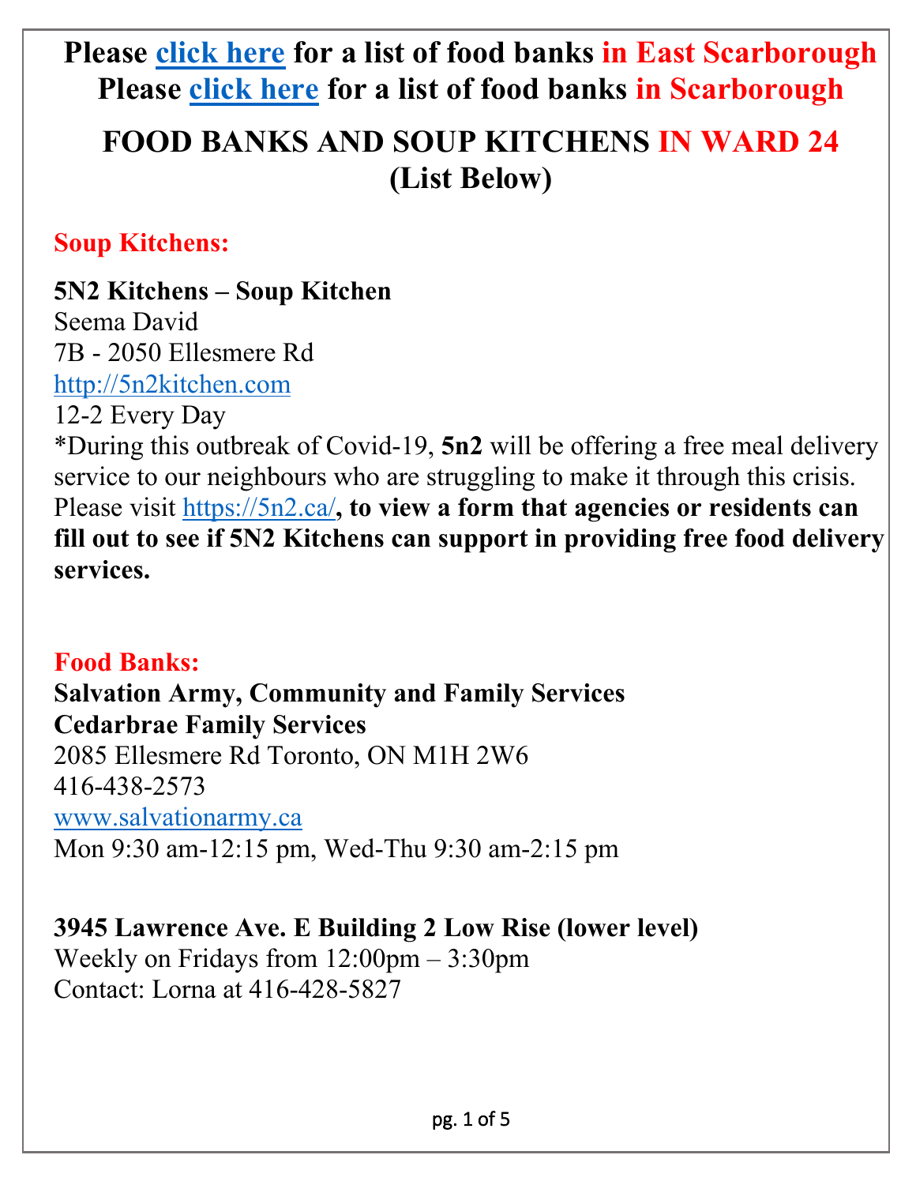**Please [click here](#) for a list of food banks in East Scarborough**
**Please [click here](#) for a list of food banks in Scarborough**

# FOOD BANKS AND SOUP KITCHENS IN WARD 24 (List Below)

## Soup Kitchens:

**5N2 Kitchens – Soup Kitchen**
Seema David
7B - 2050 Ellesmere Rd
http://5n2kitchen.com
12-2 Every Day
*During this outbreak of Covid-19, **5n2** will be offering a free meal delivery service to our neighbours who are struggling to make it through this crisis. Please visit https://5n2.ca/**, to view a form that agencies or residents can fill out to see if 5N2 Kitchens can support in providing free food delivery services.**

## Food Banks:

**Salvation Army, Community and Family Services**
**Cedarbrae Family Services**
2085 Ellesmere Rd Toronto, ON M1H 2W6
416-438-2573
www.salvationarmy.ca
Mon 9:30 am-12:15 pm, Wed-Thu 9:30 am-2:15 pm

**3945 Lawrence Ave. E Building 2 Low Rise (lower level)**
Weekly on Fridays from 12:00pm – 3:30pm
Contact: Lorna at 416-428-5827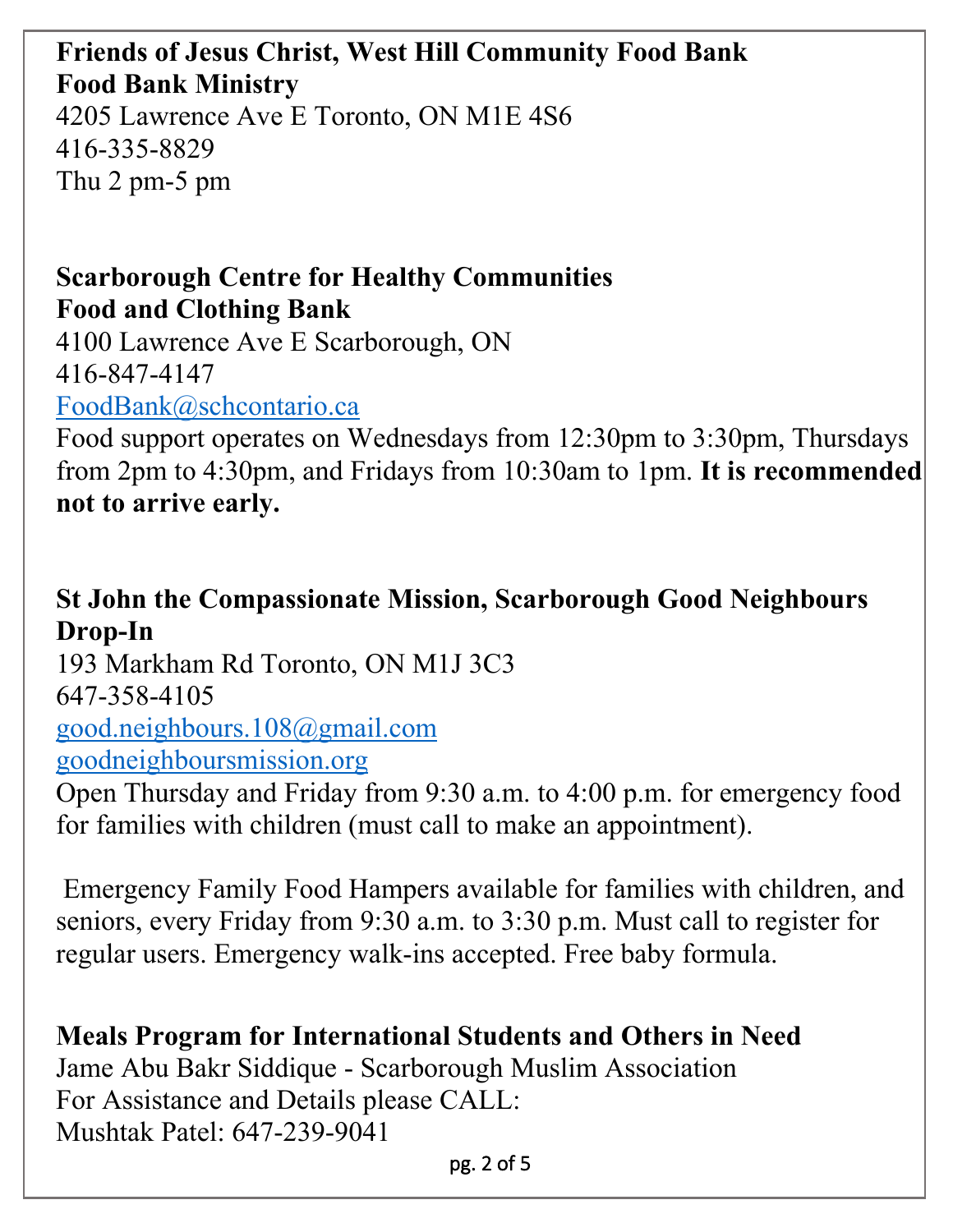**Friends of Jesus Christ, West Hill Community Food Bank**
**Food Bank Ministry**
4205 Lawrence Ave E Toronto, ON M1E 4S6
416-335-8829
Thu 2 pm-5 pm

**Scarborough Centre for Healthy Communities**
**Food and Clothing Bank**
4100 Lawrence Ave E Scarborough, ON
416-847-4147
FoodBank@schcontario.ca
Food support operates on Wednesdays from 12:30pm to 3:30pm, Thursdays from 2pm to 4:30pm, and Fridays from 10:30am to 1pm. **It is recommended not to arrive early.**

**St John the Compassionate Mission, Scarborough Good Neighbours Drop-In**
193 Markham Rd Toronto, ON M1J 3C3
647-358-4105
good.neighbours.108@gmail.com
goodneighboursmission.org
Open Thursday and Friday from 9:30 a.m. to 4:00 p.m. for emergency food for families with children (must call to make an appointment).

Emergency Family Food Hampers available for families with children, and seniors, every Friday from 9:30 a.m. to 3:30 p.m. Must call to register for regular users. Emergency walk-ins accepted. Free baby formula.

**Meals Program for International Students and Others in Need**
Jame Abu Bakr Siddique - Scarborough Muslim Association
For Assistance and Details please CALL:
Mushtak Patel: 647-239-9041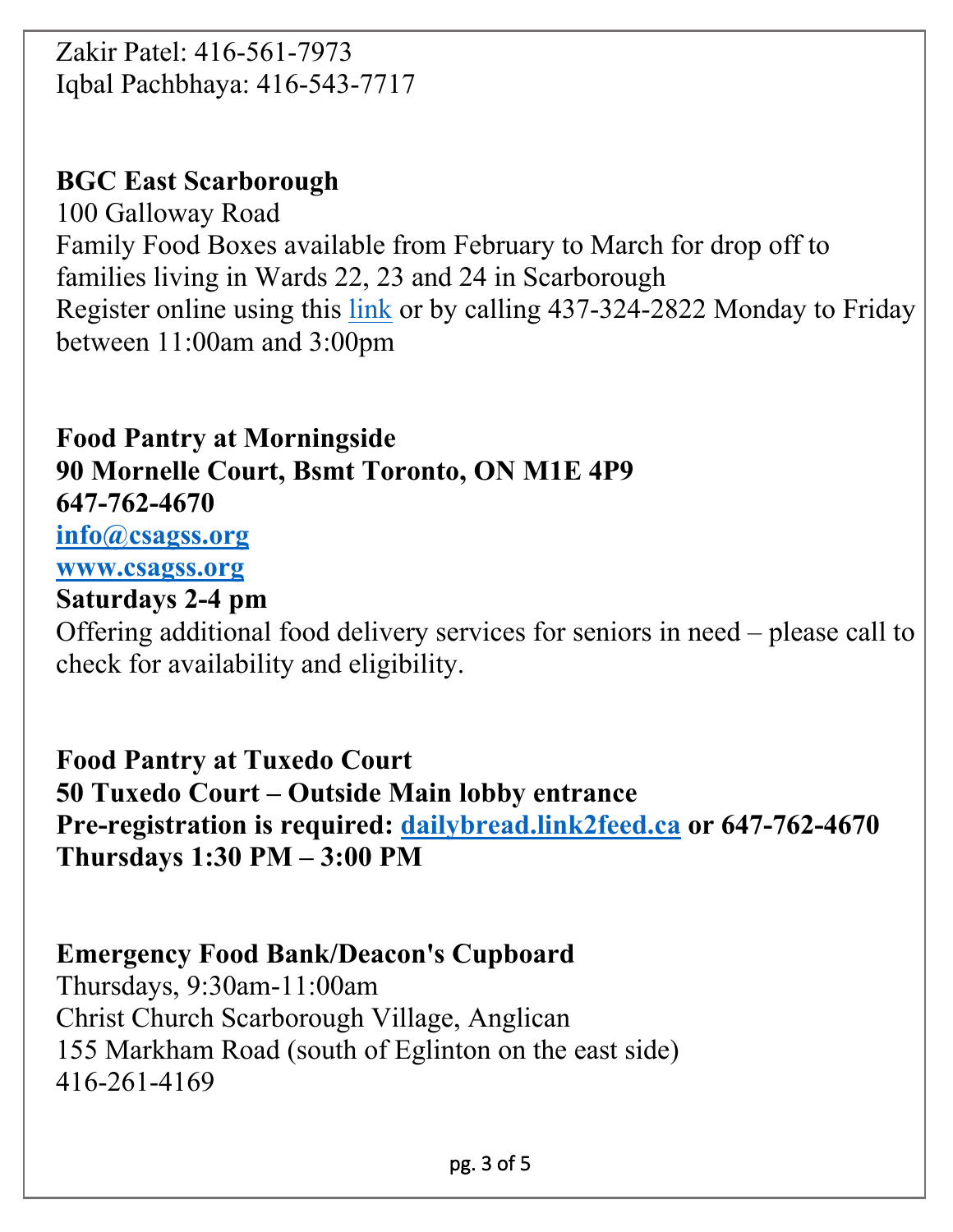Zakir Patel: 416-561-7973
Iqbal Pachbhaya: 416-543-7717

**BGC East Scarborough**
100 Galloway Road
Family Food Boxes available from February to March for drop off to families living in Wards 22, 23 and 24 in Scarborough
Register online using this link or by calling 437-324-2822 Monday to Friday between 11:00am and 3:00pm

**Food Pantry at Morningside**
**90 Mornelle Court, Bsmt Toronto, ON M1E 4P9**
**647-762-4670**
**info@csagss.org**
**www.csagss.org**
**Saturdays 2-4 pm**
Offering additional food delivery services for seniors in need – please call to check for availability and eligibility.

**Food Pantry at Tuxedo Court**
**50 Tuxedo Court – Outside Main lobby entrance**
**Pre-registration is required: dailybread.link2feed.ca or 647-762-4670**
**Thursdays 1:30 PM – 3:00 PM**

**Emergency Food Bank/Deacon's Cupboard**
Thursdays, 9:30am-11:00am
Christ Church Scarborough Village, Anglican
155 Markham Road (south of Eglinton on the east side)
416-261-4169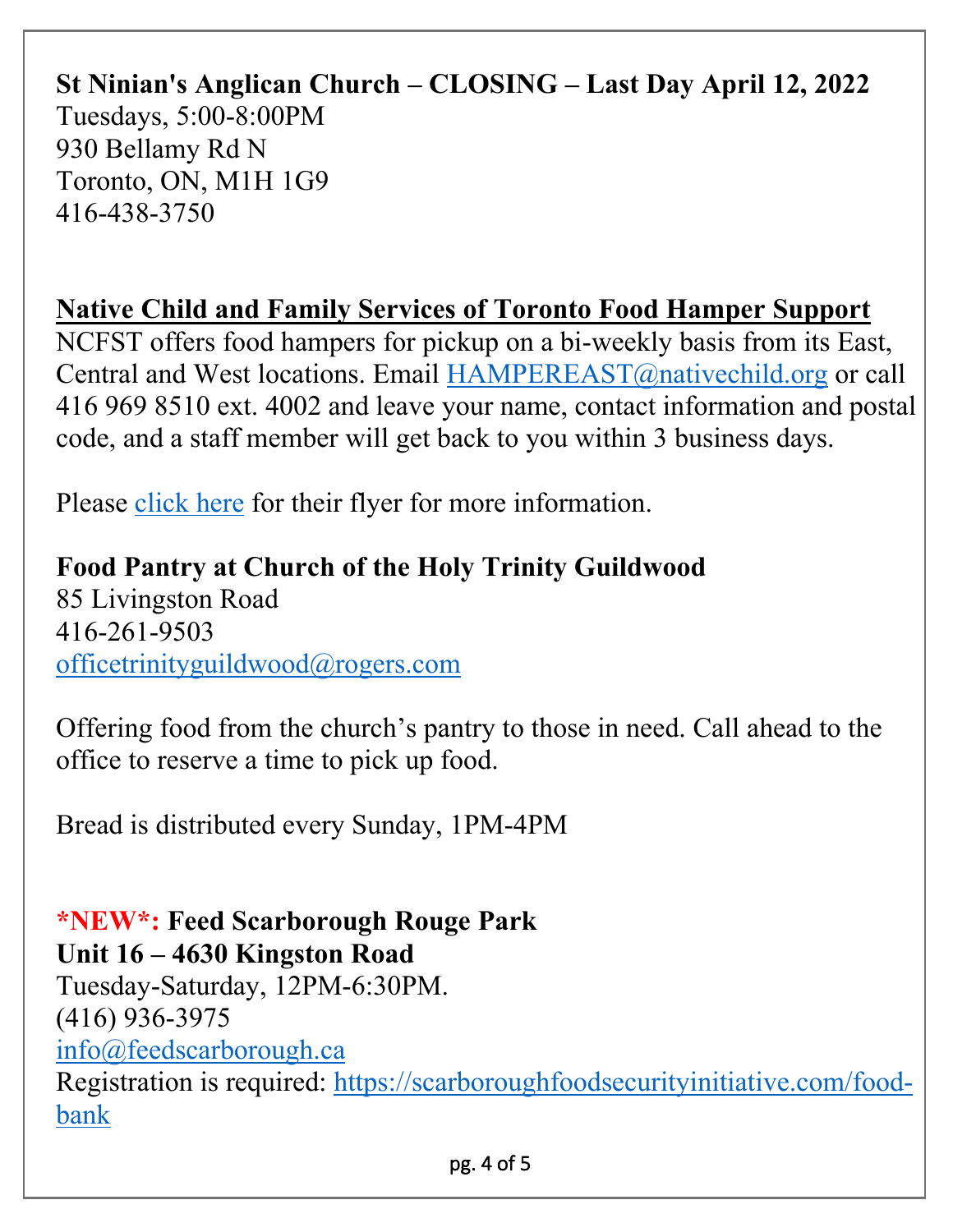**St Ninian's Anglican Church – CLOSING – Last Day April 12, 2022**
Tuesdays, 5:00-8:00PM
930 Bellamy Rd N
Toronto, ON, M1H 1G9
416-438-3750

**Native Child and Family Services of Toronto Food Hamper Support**
NCFST offers food hampers for pickup on a bi-weekly basis from its East, Central and West locations. Email [HAMPEREAST@nativechild.org](mailto:HAMPEREAST@nativechild.org) or call 416 969 8510 ext. 4002 and leave your name, contact information and postal code, and a staff member will get back to you within 3 business days.

Please click here for their flyer for more information.

**Food Pantry at Church of the Holy Trinity Guildwood**
85 Livingston Road
416-261-9503
[officetrinityguildwood@rogers.com](mailto:officetrinityguildwood@rogers.com)

Offering food from the church's pantry to those in need. Call ahead to the office to reserve a time to pick up food.

Bread is distributed every Sunday, 1PM-4PM

***NEW*: Feed Scarborough Rouge Park**
**Unit 16 – 4630 Kingston Road**
Tuesday-Saturday, 12PM-6:30PM.
(416) 936-3975
[info@feedscarborough.ca](mailto:info@feedscarborough.ca)
Registration is required: [https://scarboroughfoodsecurityinitiative.com/food-bank](https://scarboroughfoodsecurityinitiative.com/food-bank)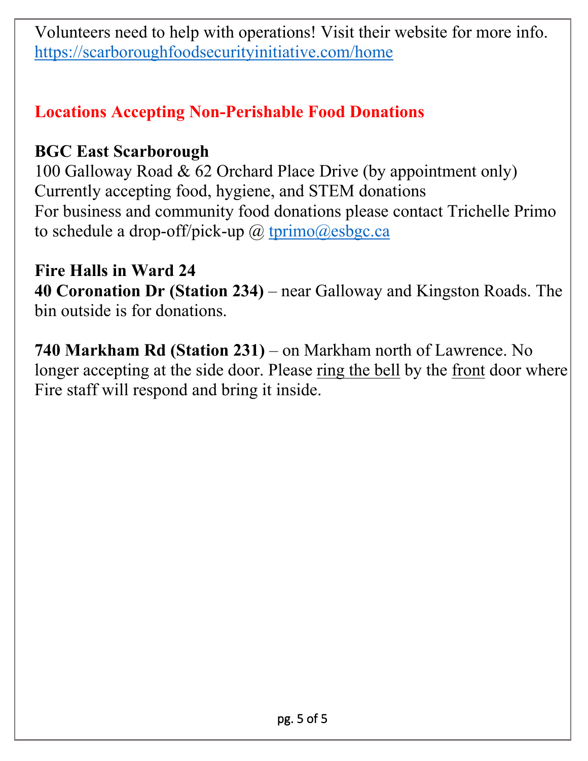Volunteers need to help with operations! Visit their website for more info. https://scarboroughfoodsecurityinitiative.com/home

## Locations Accepting Non-Perishable Food Donations

**BGC East Scarborough**
100 Galloway Road & 62 Orchard Place Drive (by appointment only)
Currently accepting food, hygiene, and STEM donations
For business and community food donations please contact Trichelle Primo to schedule a drop-off/pick-up @ tprimo@esbgc.ca

**Fire Halls in Ward 24**
**40 Coronation Dr (Station 234)** – near Galloway and Kingston Roads. The bin outside is for donations.

**740 Markham Rd (Station 231)** – on Markham north of Lawrence. No longer accepting at the side door. Please ring the bell by the front door where Fire staff will respond and bring it inside.